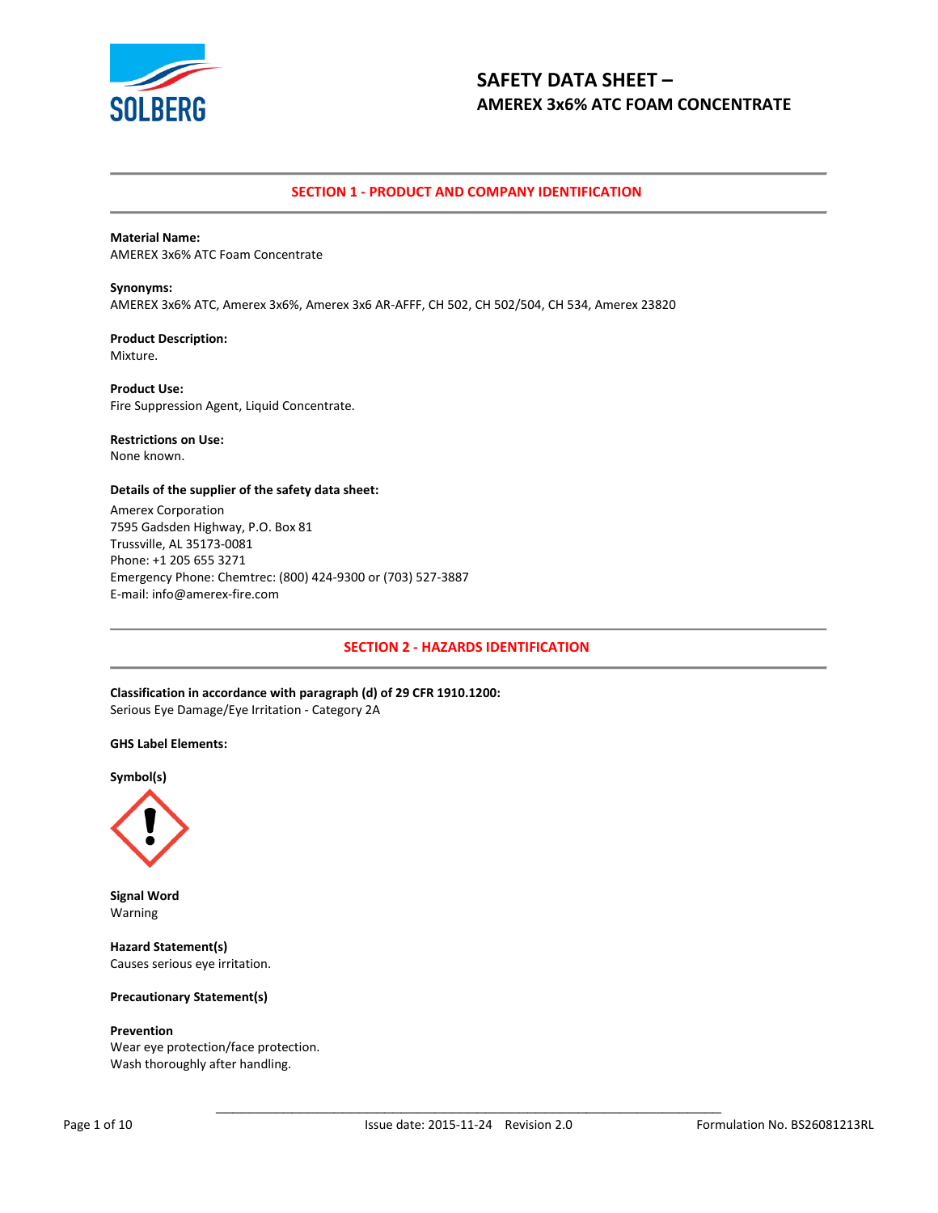# SAFETY DATA SHEET –
## AMEREX 3x6% ATC FOAM CONCENTRATE

## SECTION 1 - PRODUCT AND COMPANY IDENTIFICATION

**Material Name:**
AMEREX 3x6% ATC Foam Concentrate

**Synonyms:**
AMEREX 3x6% ATC, Amerex 3x6%, Amerex 3x6 AR-AFFF, CH 502, CH 502/504, CH 534, Amerex 23820

**Product Description:**
Mixture.

**Product Use:**
Fire Suppression Agent, Liquid Concentrate.

**Restrictions on Use:**
None known.

**Details of the supplier of the safety data sheet:**
Amerex Corporation
7595 Gadsden Highway, P.O. Box 81
Trussville, AL 35173-0081
Phone: +1 205 655 3271
Emergency Phone: Chemtrec: (800) 424-9300 or (703) 527-3887
E-mail: info@amerex-fire.com

## SECTION 2 - HAZARDS IDENTIFICATION

**Classification in accordance with paragraph (d) of 29 CFR 1910.1200:**
Serious Eye Damage/Eye Irritation - Category 2A

**GHS Label Elements:**

**Symbol(s)**

**Signal Word**
Warning

**Hazard Statement(s)**
Causes serious eye irritation.

**Precautionary Statement(s)**

**Prevention**
Wear eye protection/face protection.
Wash thoroughly after handling.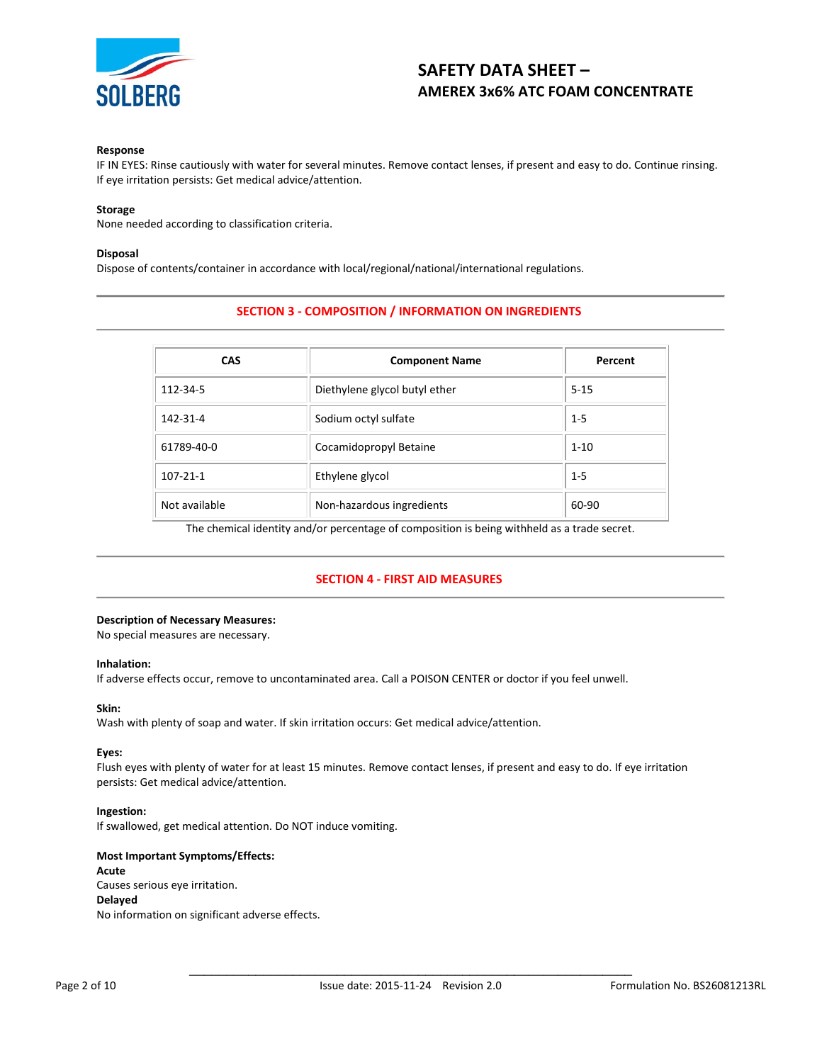**Response**
IF IN EYES: Rinse cautiously with water for several minutes. Remove contact lenses, if present and easy to do. Continue rinsing. If eye irritation persists: Get medical advice/attention.

**Storage**
None needed according to classification criteria.

**Disposal**
Dispose of contents/container in accordance with local/regional/national/international regulations.

## SECTION 3 - COMPOSITION / INFORMATION ON INGREDIENTS

| CAS | Component Name | Percent |
|---|---|---|
| 112-34-5 | Diethylene glycol butyl ether | 5-15 |
| 142-31-4 | Sodium octyl sulfate | 1-5 |
| 61789-40-0 | Cocamidopropyl Betaine | 1-10 |
| 107-21-1 | Ethylene glycol | 1-5 |
| Not available | Non-hazardous ingredients | 60-90 |

The chemical identity and/or percentage of composition is being withheld as a trade secret.

## SECTION 4 - FIRST AID MEASURES

**Description of Necessary Measures:**
No special measures are necessary.

**Inhalation:**
If adverse effects occur, remove to uncontaminated area. Call a POISON CENTER or doctor if you feel unwell.

**Skin:**
Wash with plenty of soap and water. If skin irritation occurs: Get medical advice/attention.

**Eyes:**
Flush eyes with plenty of water for at least 15 minutes. Remove contact lenses, if present and easy to do. If eye irritation persists: Get medical advice/attention.

**Ingestion:**
If swallowed, get medical attention. Do NOT induce vomiting.

**Most Important Symptoms/Effects:**
**Acute**
Causes serious eye irritation.
**Delayed**
No information on significant adverse effects.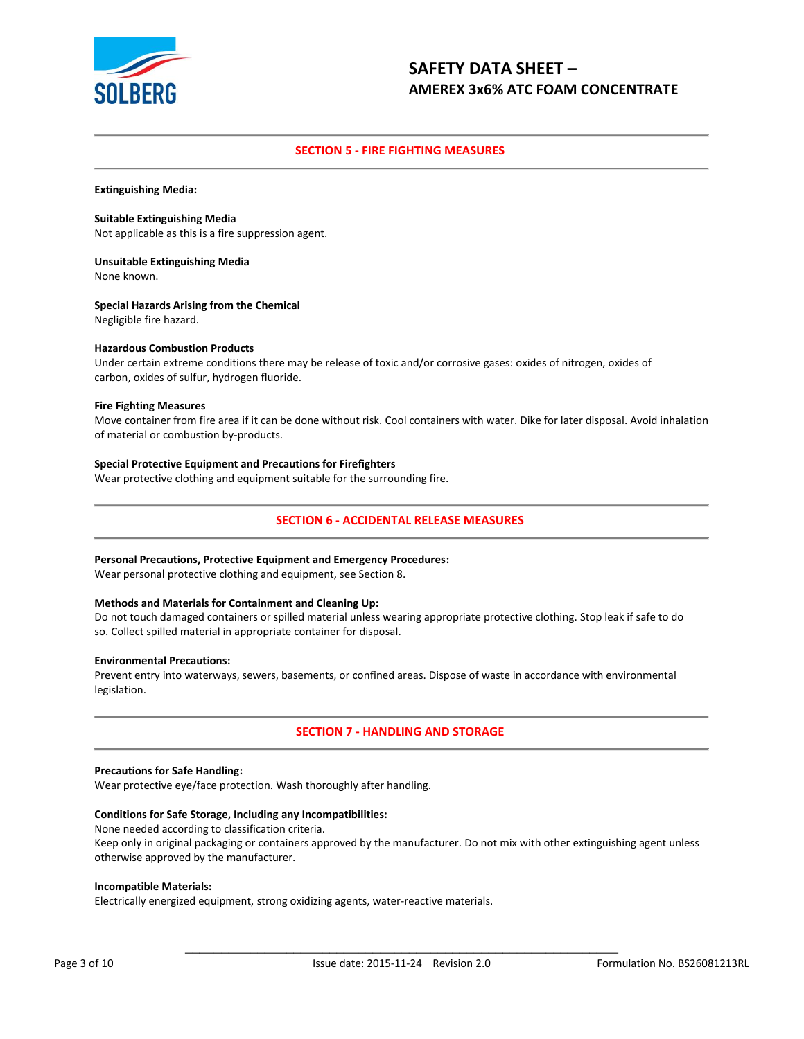## SECTION 5 - FIRE FIGHTING MEASURES

**Extinguishing Media:**

**Suitable Extinguishing Media**
Not applicable as this is a fire suppression agent.

**Unsuitable Extinguishing Media**
None known.

**Special Hazards Arising from the Chemical**
Negligible fire hazard.

**Hazardous Combustion Products**
Under certain extreme conditions there may be release of toxic and/or corrosive gases: oxides of nitrogen, oxides of carbon, oxides of sulfur, hydrogen fluoride.

**Fire Fighting Measures**
Move container from fire area if it can be done without risk. Cool containers with water. Dike for later disposal. Avoid inhalation of material or combustion by-products.

**Special Protective Equipment and Precautions for Firefighters**
Wear protective clothing and equipment suitable for the surrounding fire.

## SECTION 6 - ACCIDENTAL RELEASE MEASURES

**Personal Precautions, Protective Equipment and Emergency Procedures:**
Wear personal protective clothing and equipment, see Section 8.

**Methods and Materials for Containment and Cleaning Up:**
Do not touch damaged containers or spilled material unless wearing appropriate protective clothing. Stop leak if safe to do so. Collect spilled material in appropriate container for disposal.

**Environmental Precautions:**
Prevent entry into waterways, sewers, basements, or confined areas. Dispose of waste in accordance with environmental legislation.

## SECTION 7 - HANDLING AND STORAGE

**Precautions for Safe Handling:**
Wear protective eye/face protection. Wash thoroughly after handling.

**Conditions for Safe Storage, Including any Incompatibilities:**
None needed according to classification criteria.
Keep only in original packaging or containers approved by the manufacturer. Do not mix with other extinguishing agent unless otherwise approved by the manufacturer.

**Incompatible Materials:**
Electrically energized equipment, strong oxidizing agents, water-reactive materials.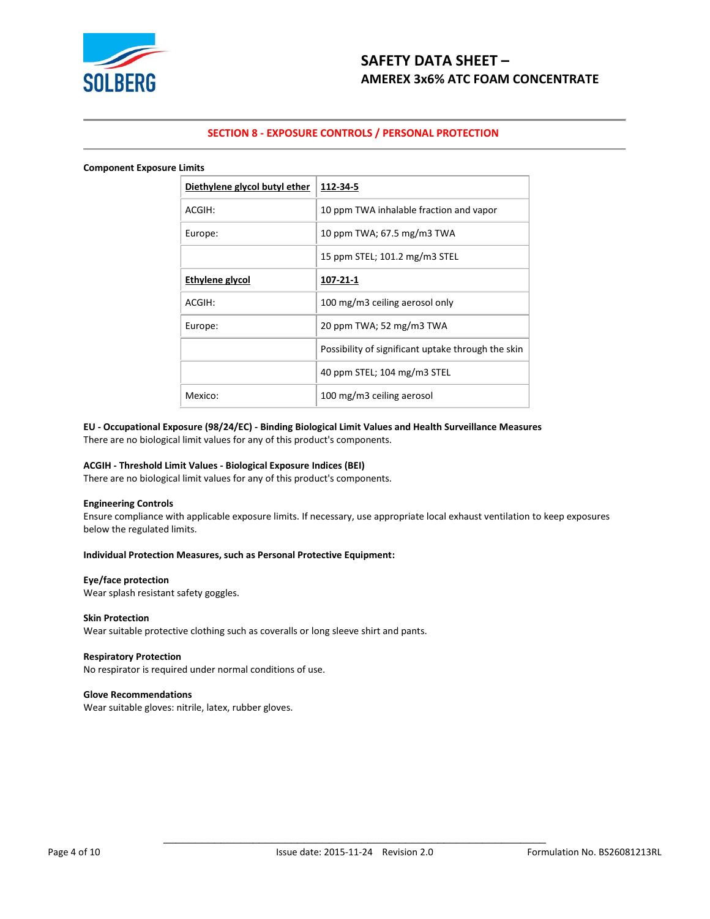## SECTION 8 - EXPOSURE CONTROLS / PERSONAL PROTECTION

**Component Exposure Limits**

| **Diethylene glycol butyl ether** | **112-34-5** |
|---|---|
| ACGIH: | 10 ppm TWA inhalable fraction and vapor |
| Europe: | 10 ppm TWA; 67.5 mg/m3 TWA |
| | 15 ppm STEL; 101.2 mg/m3 STEL |
| **Ethylene glycol** | **107-21-1** |
| ACGIH: | 100 mg/m3 ceiling aerosol only |
| Europe: | 20 ppm TWA; 52 mg/m3 TWA |
| | Possibility of significant uptake through the skin |
| | 40 ppm STEL; 104 mg/m3 STEL |
| Mexico: | 100 mg/m3 ceiling aerosol |

**EU - Occupational Exposure (98/24/EC) - Binding Biological Limit Values and Health Surveillance Measures**
There are no biological limit values for any of this product's components.

**ACGIH - Threshold Limit Values - Biological Exposure Indices (BEI)**
There are no biological limit values for any of this product's components.

**Engineering Controls**
Ensure compliance with applicable exposure limits. If necessary, use appropriate local exhaust ventilation to keep exposures below the regulated limits.

**Individual Protection Measures, such as Personal Protective Equipment:**

**Eye/face protection**
Wear splash resistant safety goggles.

**Skin Protection**
Wear suitable protective clothing such as coveralls or long sleeve shirt and pants.

**Respiratory Protection**
No respirator is required under normal conditions of use.

**Glove Recommendations**
Wear suitable gloves: nitrile, latex, rubber gloves.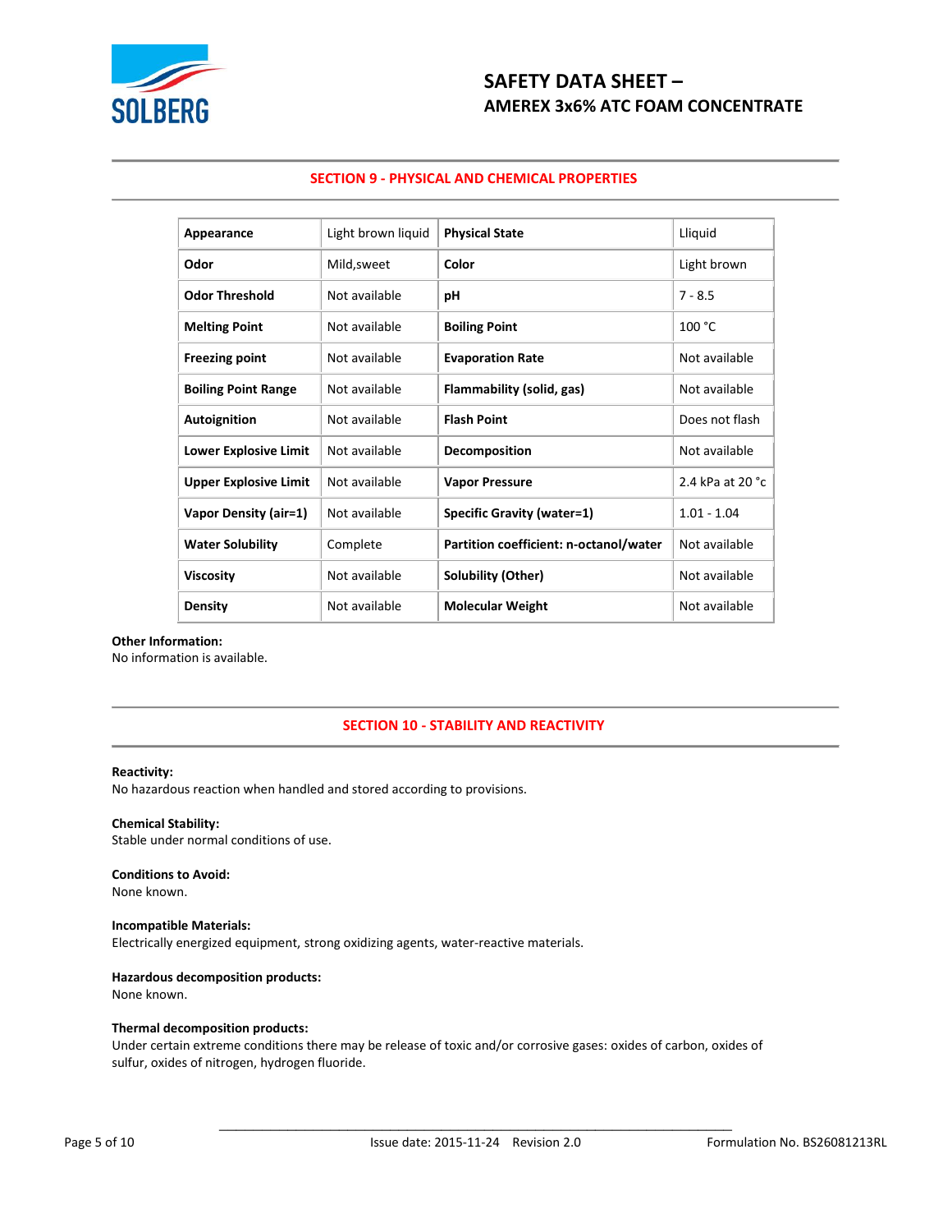## SECTION 9 - PHYSICAL AND CHEMICAL PROPERTIES

| Appearance | Light brown liquid | Physical State | Lliquid |
|---|---|---|---|
| Odor | Mild,sweet | Color | Light brown |
| Odor Threshold | Not available | pH | 7 - 8.5 |
| Melting Point | Not available | Boiling Point | 100 °C |
| Freezing point | Not available | Evaporation Rate | Not available |
| Boiling Point Range | Not available | Flammability (solid, gas) | Not available |
| Autoignition | Not available | Flash Point | Does not flash |
| Lower Explosive Limit | Not available | Decomposition | Not available |
| Upper Explosive Limit | Not available | Vapor Pressure | 2.4 kPa at 20 °c |
| Vapor Density (air=1) | Not available | Specific Gravity (water=1) | 1.01 - 1.04 |
| Water Solubility | Complete | Partition coefficient: n-octanol/water | Not available |
| Viscosity | Not available | Solubility (Other) | Not available |
| Density | Not available | Molecular Weight | Not available |

**Other Information:**
No information is available.

## SECTION 10 - STABILITY AND REACTIVITY

**Reactivity:**
No hazardous reaction when handled and stored according to provisions.

**Chemical Stability:**
Stable under normal conditions of use.

**Conditions to Avoid:**
None known.

**Incompatible Materials:**
Electrically energized equipment, strong oxidizing agents, water-reactive materials.

**Hazardous decomposition products:**
None known.

**Thermal decomposition products:**
Under certain extreme conditions there may be release of toxic and/or corrosive gases: oxides of carbon, oxides of sulfur, oxides of nitrogen, hydrogen fluoride.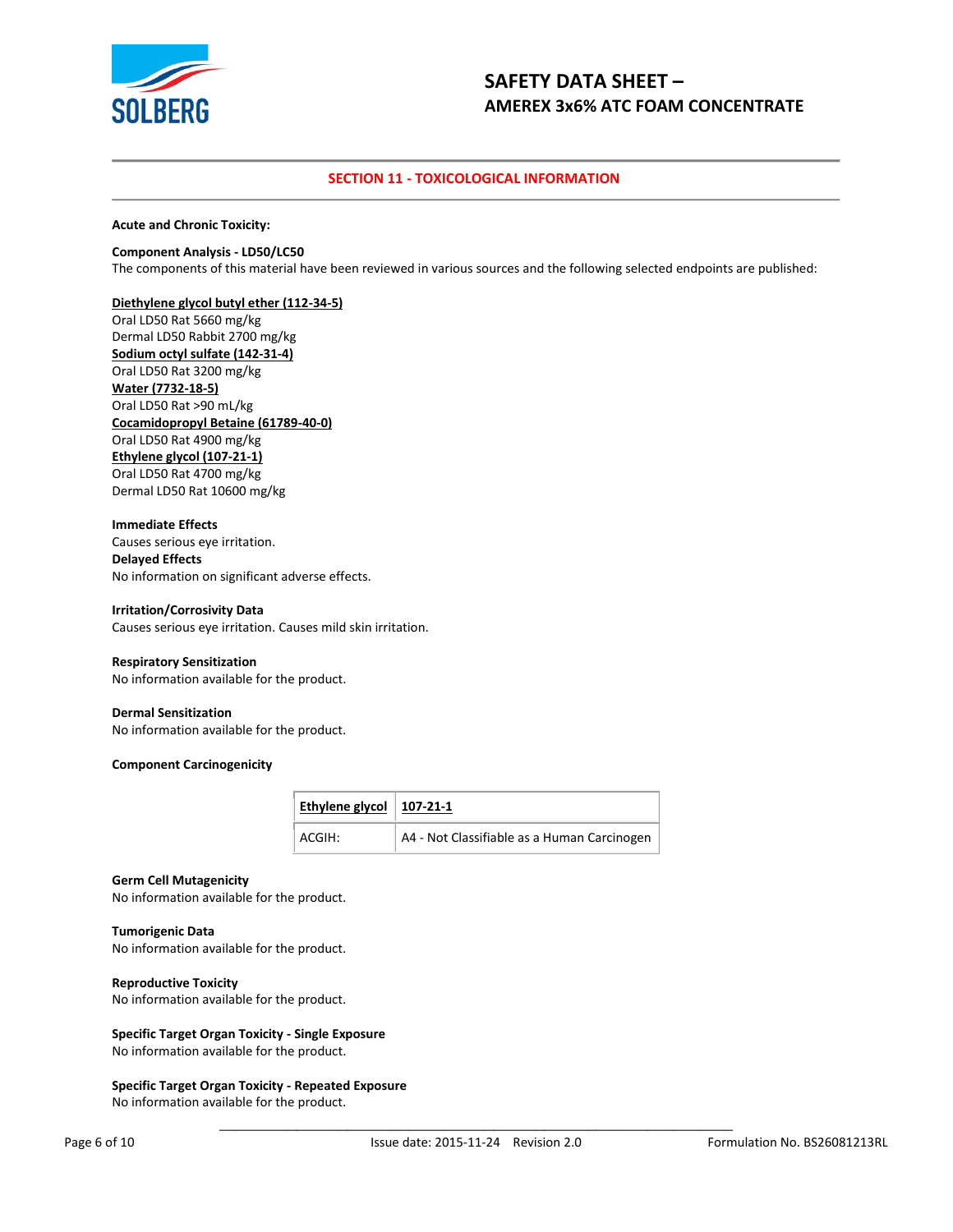## SECTION 11 - TOXICOLOGICAL INFORMATION

**Acute and Chronic Toxicity:**

**Component Analysis - LD50/LC50**
The components of this material have been reviewed in various sources and the following selected endpoints are published:

**Diethylene glycol butyl ether (112-34-5)**
Oral LD50 Rat 5660 mg/kg
Dermal LD50 Rabbit 2700 mg/kg
**Sodium octyl sulfate (142-31-4)**
Oral LD50 Rat 3200 mg/kg
**Water (7732-18-5)**
Oral LD50 Rat >90 mL/kg
**Cocamidopropyl Betaine (61789-40-0)**
Oral LD50 Rat 4900 mg/kg
**Ethylene glycol (107-21-1)**
Oral LD50 Rat 4700 mg/kg
Dermal LD50 Rat 10600 mg/kg

**Immediate Effects**
Causes serious eye irritation.
**Delayed Effects**
No information on significant adverse effects.

**Irritation/Corrosivity Data**
Causes serious eye irritation. Causes mild skin irritation.

**Respiratory Sensitization**
No information available for the product.

**Dermal Sensitization**
No information available for the product.

**Component Carcinogenicity**

| Ethylene glycol | 107-21-1 |
|---|---|
| ACGIH: | A4 - Not Classifiable as a Human Carcinogen |

**Germ Cell Mutagenicity**
No information available for the product.

**Tumorigenic Data**
No information available for the product.

**Reproductive Toxicity**
No information available for the product.

**Specific Target Organ Toxicity - Single Exposure**
No information available for the product.

**Specific Target Organ Toxicity - Repeated Exposure**
No information available for the product.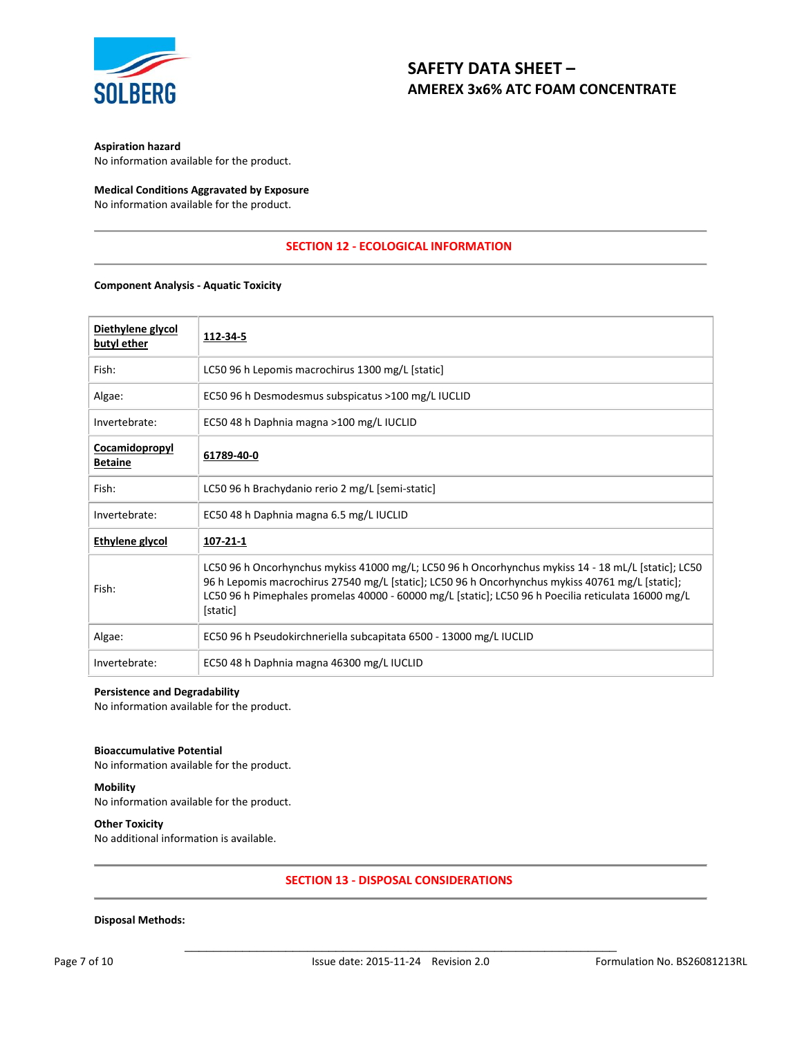**Aspiration hazard**
No information available for the product.

**Medical Conditions Aggravated by Exposure**
No information available for the product.

## SECTION 12 - ECOLOGICAL INFORMATION

**Component Analysis - Aquatic Toxicity**

| **Diethylene glycol butyl ether** | **112-34-5** |
|---|---|
| Fish: | LC50 96 h Lepomis macrochirus 1300 mg/L [static] |
| Algae: | EC50 96 h Desmodesmus subspicatus >100 mg/L IUCLID |
| Invertebrate: | EC50 48 h Daphnia magna >100 mg/L IUCLID |
| **Cocamidopropyl Betaine** | **61789-40-0** |
| Fish: | LC50 96 h Brachydanio rerio 2 mg/L [semi-static] |
| Invertebrate: | EC50 48 h Daphnia magna 6.5 mg/L IUCLID |
| **Ethylene glycol** | **107-21-1** |
| Fish: | LC50 96 h Oncorhynchus mykiss 41000 mg/L; LC50 96 h Oncorhynchus mykiss 14 - 18 mL/L [static]; LC50 96 h Lepomis macrochirus 27540 mg/L [static]; LC50 96 h Oncorhynchus mykiss 40761 mg/L [static]; LC50 96 h Pimephales promelas 40000 - 60000 mg/L [static]; LC50 96 h Poecilia reticulata 16000 mg/L [static] |
| Algae: | EC50 96 h Pseudokirchneriella subcapitata 6500 - 13000 mg/L IUCLID |
| Invertebrate: | EC50 48 h Daphnia magna 46300 mg/L IUCLID |

**Persistence and Degradability**
No information available for the product.

**Bioaccumulative Potential**
No information available for the product.

**Mobility**
No information available for the product.

**Other Toxicity**
No additional information is available.

## SECTION 13 - DISPOSAL CONSIDERATIONS

**Disposal Methods:**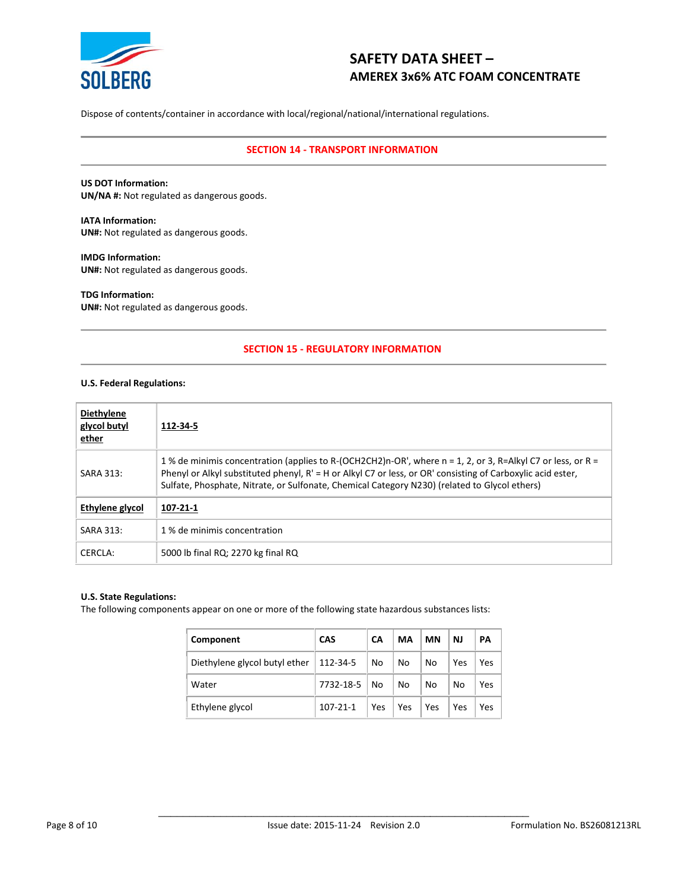Dispose of contents/container in accordance with local/regional/national/international regulations.

## SECTION 14 - TRANSPORT INFORMATION

**US DOT Information:**
**UN/NA #:** Not regulated as dangerous goods.

**IATA Information:**
**UN#:** Not regulated as dangerous goods.

**IMDG Information:**
**UN#:** Not regulated as dangerous goods.

**TDG Information:**
**UN#:** Not regulated as dangerous goods.

## SECTION 15 - REGULATORY INFORMATION

**U.S. Federal Regulations:**

| **Diethylene glycol butyl ether** | **112-34-5** |
|---|---|
| SARA 313: | 1 % de minimis concentration (applies to R-(OCH2CH2)n-OR', where n = 1, 2, or 3, R=Alkyl C7 or less, or R = Phenyl or Alkyl substituted phenyl, R' = H or Alkyl C7 or less, or OR' consisting of Carboxylic acid ester, Sulfate, Phosphate, Nitrate, or Sulfonate, Chemical Category N230) (related to Glycol ethers) |
| **Ethylene glycol** | **107-21-1** |
| SARA 313: | 1 % de minimis concentration |
| CERCLA: | 5000 lb final RQ; 2270 kg final RQ |

**U.S. State Regulations:**
The following components appear on one or more of the following state hazardous substances lists:

| Component | CAS | CA | MA | MN | NJ | PA |
|---|---|---|---|---|---|---|
| Diethylene glycol butyl ether | 112-34-5 | No | No | No | Yes | Yes |
| Water | 7732-18-5 | No | No | No | No | Yes |
| Ethylene glycol | 107-21-1 | Yes | Yes | Yes | Yes | Yes |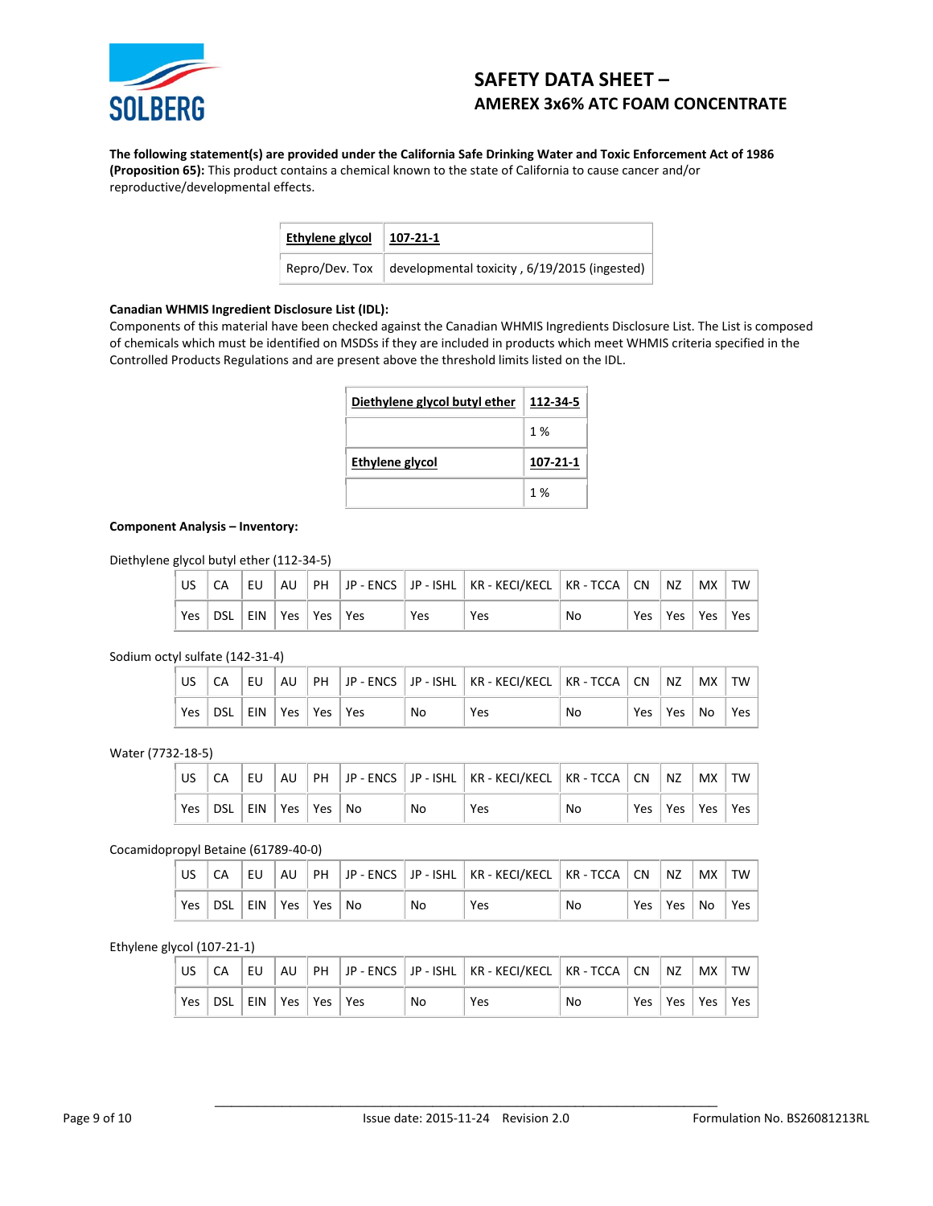**The following statement(s) are provided under the California Safe Drinking Water and Toxic Enforcement Act of 1986 (Proposition 65):** This product contains a chemical known to the state of California to cause cancer and/or reproductive/developmental effects.

| **Ethylene glycol** | **107-21-1** |
|---|---|
| Repro/Dev. Tox | developmental toxicity , 6/19/2015 (ingested) |

**Canadian WHMIS Ingredient Disclosure List (IDL):**
Components of this material have been checked against the Canadian WHMIS Ingredients Disclosure List. The List is composed of chemicals which must be identified on MSDSs if they are included in products which meet WHMIS criteria specified in the Controlled Products Regulations and are present above the threshold limits listed on the IDL.

| **Diethylene glycol butyl ether** | **112-34-5** |
|---|---|
| | 1 % |
| **Ethylene glycol** | **107-21-1** |
| | 1 % |

**Component Analysis – Inventory:**

Diethylene glycol butyl ether (112-34-5)

| US | CA | EU | AU | PH | JP - ENCS | JP - ISHL | KR - KECI/KECL | KR - TCCA | CN | NZ | MX | TW |
|---|---|---|---|---|---|---|---|---|---|---|---|---|
| Yes | DSL | EIN | Yes | Yes | Yes | Yes | Yes | No | Yes | Yes | Yes | Yes |

Sodium octyl sulfate (142-31-4)

| US | CA | EU | AU | PH | JP - ENCS | JP - ISHL | KR - KECI/KECL | KR - TCCA | CN | NZ | MX | TW |
|---|---|---|---|---|---|---|---|---|---|---|---|---|
| Yes | DSL | EIN | Yes | Yes | Yes | No | Yes | No | Yes | Yes | No | Yes |

Water (7732-18-5)

| US | CA | EU | AU | PH | JP - ENCS | JP - ISHL | KR - KECI/KECL | KR - TCCA | CN | NZ | MX | TW |
|---|---|---|---|---|---|---|---|---|---|---|---|---|
| Yes | DSL | EIN | Yes | Yes | No | No | Yes | No | Yes | Yes | Yes | Yes |

Cocamidopropyl Betaine (61789-40-0)

| US | CA | EU | AU | PH | JP - ENCS | JP - ISHL | KR - KECI/KECL | KR - TCCA | CN | NZ | MX | TW |
|---|---|---|---|---|---|---|---|---|---|---|---|---|
| Yes | DSL | EIN | Yes | Yes | No | No | Yes | No | Yes | Yes | No | Yes |

Ethylene glycol (107-21-1)

| US | CA | EU | AU | PH | JP - ENCS | JP - ISHL | KR - KECI/KECL | KR - TCCA | CN | NZ | MX | TW |
|---|---|---|---|---|---|---|---|---|---|---|---|---|
| Yes | DSL | EIN | Yes | Yes | Yes | No | Yes | No | Yes | Yes | Yes | Yes |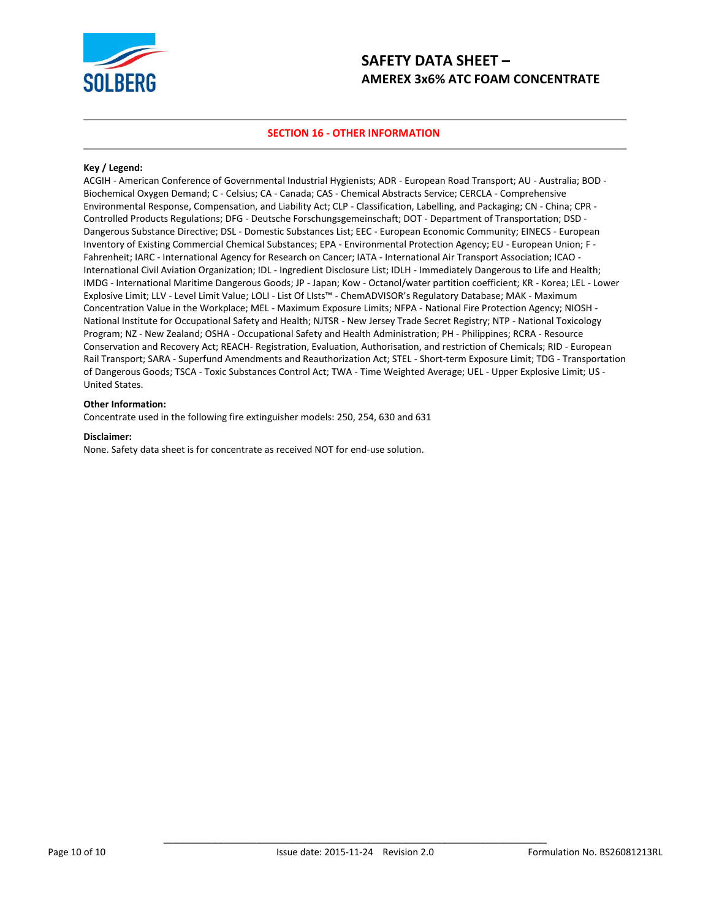# SAFETY DATA SHEET – AMEREX 3x6% ATC FOAM CONCENTRATE

## SECTION 16 - OTHER INFORMATION

**Key / Legend:**

ACGIH - American Conference of Governmental Industrial Hygienists; ADR - European Road Transport; AU - Australia; BOD - Biochemical Oxygen Demand; C - Celsius; CA - Canada; CAS - Chemical Abstracts Service; CERCLA - Comprehensive Environmental Response, Compensation, and Liability Act; CLP - Classification, Labelling, and Packaging; CN - China; CPR - Controlled Products Regulations; DFG - Deutsche Forschungsgemeinschaft; DOT - Department of Transportation; DSD - Dangerous Substance Directive; DSL - Domestic Substances List; EEC - European Economic Community; EINECS - European Inventory of Existing Commercial Chemical Substances; EPA - Environmental Protection Agency; EU - European Union; F - Fahrenheit; IARC - International Agency for Research on Cancer; IATA - International Air Transport Association; ICAO - International Civil Aviation Organization; IDL - Ingredient Disclosure List; IDLH - Immediately Dangerous to Life and Health; IMDG - International Maritime Dangerous Goods; JP - Japan; Kow - Octanol/water partition coefficient; KR - Korea; LEL - Lower Explosive Limit; LLV - Level Limit Value; LOLI - List Of LIsts™ - ChemADVISOR's Regulatory Database; MAK - Maximum Concentration Value in the Workplace; MEL - Maximum Exposure Limits; NFPA - National Fire Protection Agency; NIOSH - National Institute for Occupational Safety and Health; NJTSR - New Jersey Trade Secret Registry; NTP - National Toxicology Program; NZ - New Zealand; OSHA - Occupational Safety and Health Administration; PH - Philippines; RCRA - Resource Conservation and Recovery Act; REACH- Registration, Evaluation, Authorisation, and restriction of Chemicals; RID - European Rail Transport; SARA - Superfund Amendments and Reauthorization Act; STEL - Short-term Exposure Limit; TDG - Transportation of Dangerous Goods; TSCA - Toxic Substances Control Act; TWA - Time Weighted Average; UEL - Upper Explosive Limit; US - United States.

**Other Information:**

Concentrate used in the following fire extinguisher models: 250, 254, 630 and 631

**Disclaimer:**

None. Safety data sheet is for concentrate as received NOT for end-use solution.

Issue date: 2015-11-24 Revision 2.0 Formulation No. BS26081213RL